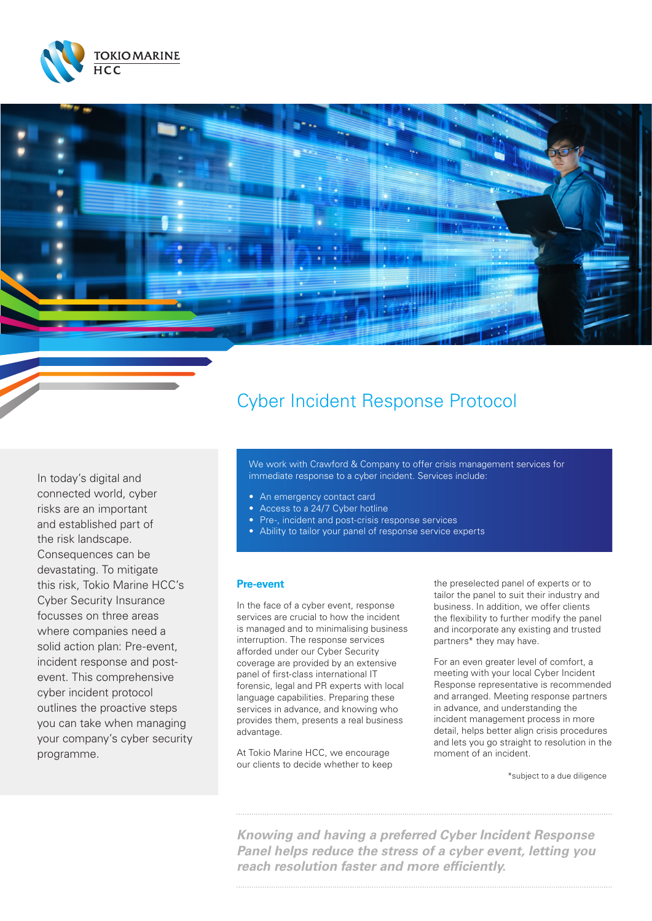# Cyber Incident Response Protocol

In today's digital and connected world, cyber risks are an important and established part of the risk landscape. Consequences can be devastating. To mitigate this risk, Tokio Marine HCC's Cyber Security Insurance focusses on three areas where companies need a solid action plan: Pre-event, incident response and post-event. This comprehensive cyber incident protocol outlines the proactive steps you can take when managing your company's cyber security programme.

We work with Crawford & Company to offer crisis management services for immediate response to a cyber incident. Services include:

- An emergency contact card
- Access to a 24/7 Cyber hotline
- Pre-, incident and post-crisis response services
- Ability to tailor your panel of response service experts

## Pre-event

In the face of a cyber event, response services are crucial to how the incident is managed and to minimalising business interruption. The response services afforded under our Cyber Security coverage are provided by an extensive panel of first-class international IT forensic, legal and PR experts with local language capabilities. Preparing these services in advance, and knowing who provides them, presents a real business advantage.

At Tokio Marine HCC, we encourage our clients to decide whether to keep the preselected panel of experts or to tailor the panel to suit their industry and business. In addition, we offer clients the flexibility to further modify the panel and incorporate any existing and trusted partners* they may have.

For an even greater level of comfort, a meeting with your local Cyber Incident Response representative is recommended and arranged. Meeting response partners in advance, and understanding the incident management process in more detail, helps better align crisis procedures and lets you go straight to resolution in the moment of an incident.

*subject to a due diligence

***Knowing and having a preferred Cyber Incident Response Panel helps reduce the stress of a cyber event, letting you reach resolution faster and more efficiently.***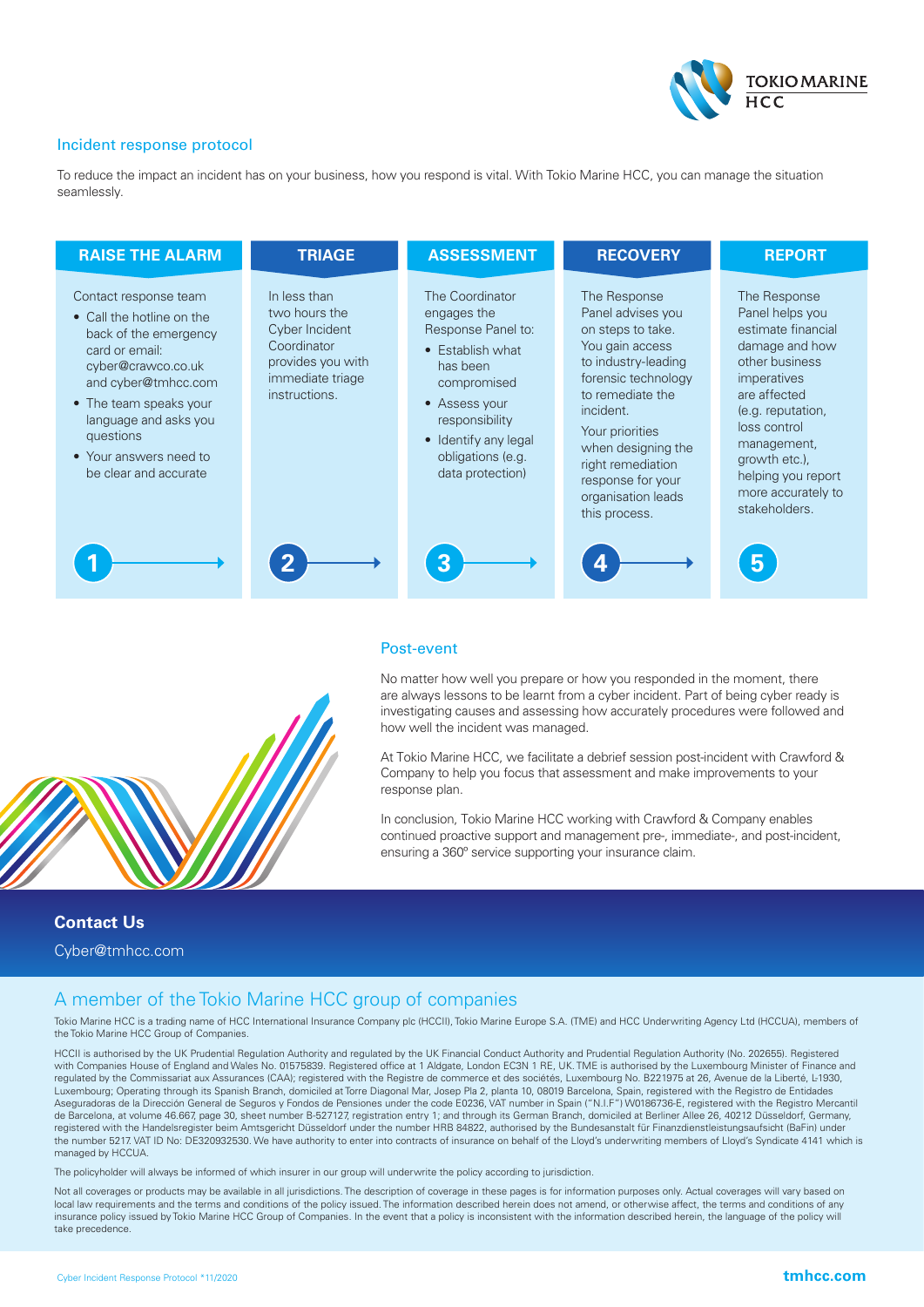## Incident response protocol

To reduce the impact an incident has on your business, how you respond is vital. With Tokio Marine HCC, you can manage the situation seamlessly.

### 1. RAISE THE ALARM

Contact response team

- Call the hotline on the back of the emergency card or email: cyber@crawco.co.uk and cyber@tmhcc.com
- The team speaks your language and asks you questions
- Your answers need to be clear and accurate

### 2. TRIAGE

In less than two hours the Cyber Incident Coordinator provides you with immediate triage instructions.

### 3. ASSESSMENT

The Coordinator engages the Response Panel to:

- Establish what has been compromised
- Assess your responsibility
- Identify any legal obligations (e.g. data protection)

### 4. RECOVERY

The Response Panel advises you on steps to take. You gain access to industry-leading forensic technology to remediate the incident.

Your priorities when designing the right remediation response for your organisation leads this process.

### 5. REPORT

The Response Panel helps you estimate financial damage and how other business imperatives are affected (e.g. reputation, loss control management, growth etc.), helping you report more accurately to stakeholders.

## Post-event

No matter how well you prepare or how you responded in the moment, there are always lessons to be learnt from a cyber incident. Part of being cyber ready is investigating causes and assessing how accurately procedures were followed and how well the incident was managed.

At Tokio Marine HCC, we facilitate a debrief session post-incident with Crawford & Company to help you focus that assessment and make improvements to your response plan.

In conclusion, Tokio Marine HCC working with Crawford & Company enables continued proactive support and management pre-, immediate-, and post-incident, ensuring a 360º service supporting your insurance claim.

**Contact Us**

Cyber@tmhcc.com

## A member of the Tokio Marine HCC group of companies

Tokio Marine HCC is a trading name of HCC International Insurance Company plc (HCCII), Tokio Marine Europe S.A. (TME) and HCC Underwriting Agency Ltd (HCCUA), members of the Tokio Marine HCC Group of Companies.

HCCII is authorised by the UK Prudential Regulation Authority and regulated by the UK Financial Conduct Authority and Prudential Regulation Authority (No. 202655). Registered with Companies House of England and Wales No. 01575839. Registered office at 1 Aldgate, London EC3N 1 RE, UK. TME is authorised by the Luxembourg Minister of Finance and regulated by the Commissariat aux Assurances (CAA); registered with the Registre de commerce et des sociétés, Luxembourg No. B221975 at 26, Avenue de la Liberté, L-1930, Luxembourg; Operating through its Spanish Branch, domiciled at Torre Diagonal Mar, Josep Pla 2, planta 10, 08019 Barcelona, Spain, registered with the Registro de Entidades Aseguradoras de la Dirección General de Seguros y Fondos de Pensiones under the code E0236, VAT number in Spain ("N.I.F") W0186736-E, registered with the Registro Mercantil de Barcelona, at volume 46.667, page 30, sheet number B-527127, registration entry 1; and through its German Branch, domiciled at Berliner Allee 26, 40212 Düsseldorf, Germany, registered with the Handelsregister beim Amtsgericht Düsseldorf under the number HRB 84822, authorised by the Bundesanstalt für Finanzdienstleistungsaufsicht (BaFin) under the number 5217. VAT ID No: DE320932530. We have authority to enter into contracts of insurance on behalf of the Lloyd's underwriting members of Lloyd's Syndicate 4141 which is managed by HCCUA.

The policyholder will always be informed of which insurer in our group will underwrite the policy according to jurisdiction.

Not all coverages or products may be available in all jurisdictions. The description of coverage in these pages is for information purposes only. Actual coverages will vary based on local law requirements and the terms and conditions of the policy issued. The information described herein does not amend, or otherwise affect, the terms and conditions of any insurance policy issued by Tokio Marine HCC Group of Companies. In the event that a policy is inconsistent with the information described herein, the language of the policy will take precedence.

Cyber Incident Response Protocol *11/2020

tmhcc.com